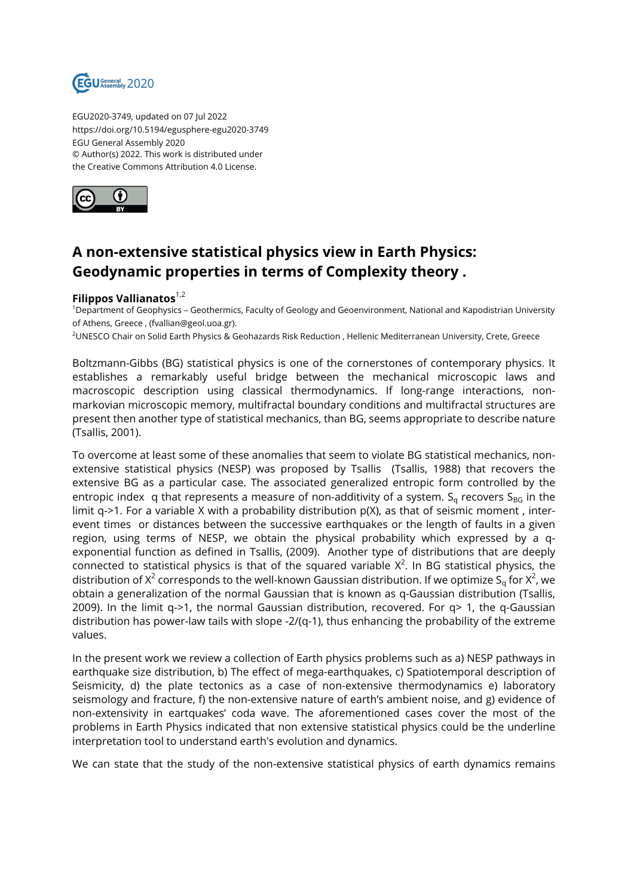EGU2020-3749, updated on 07 Jul 2022
https://doi.org/10.5194/egusphere-egu2020-3749
EGU General Assembly 2020
© Author(s) 2022. This work is distributed under
the Creative Commons Attribution 4.0 License.

# A non-extensive statistical physics view in Earth Physics: Geodynamic properties in terms of Complexity theory .

**Filippos Vallianatos**[1,2]

[1]Department of Geophysics – Geothermics, Faculty of Geology and Geoenvironment, National and Kapodistrian University of Athens, Greece , (fvallian@geol.uoa.gr).
[2]UNESCO Chair on Solid Earth Physics & Geohazards Risk Reduction , Hellenic Mediterranean University, Crete, Greece

Boltzmann-Gibbs (BG) statistical physics is one of the cornerstones of contemporary physics. It establishes a remarkably useful bridge between the mechanical microscopic laws and macroscopic description using classical thermodynamics. If long-range interactions, non-markovian microscopic memory, multifractal boundary conditions and multifractal structures are present then another type of statistical mechanics, than BG, seems appropriate to describe nature (Tsallis, 2001).

To overcome at least some of these anomalies that seem to violate BG statistical mechanics, non-extensive statistical physics (NESP) was proposed by Tsallis (Tsallis, 1988) that recovers the extensive BG as a particular case. The associated generalized entropic form controlled by the entropic index q that represents a measure of non-additivity of a system. $S_q$ recovers $S_{BG}$ in the limit q->1. For a variable X with a probability distribution p(X), as that of seismic moment , inter-event times or distances between the successive earthquakes or the length of faults in a given region, using terms of NESP, we obtain the physical probability which expressed by a q-exponential function as defined in Tsallis, (2009). Another type of distributions that are deeply connected to statistical physics is that of the squared variable $X^2$. In BG statistical physics, the distribution of $X^2$ corresponds to the well-known Gaussian distribution. If we optimize $S_q$ for $X^2$, we obtain a generalization of the normal Gaussian that is known as q-Gaussian distribution (Tsallis, 2009). In the limit q->1, the normal Gaussian distribution, recovered. For q> 1, the q-Gaussian distribution has power-law tails with slope -2/(q-1), thus enhancing the probability of the extreme values.

In the present work we review a collection of Earth physics problems such as a) NESP pathways in earthquake size distribution, b) The effect of mega-earthquakes, c) Spatiotemporal description of Seismicity, d) the plate tectonics as a case of non-extensive thermodynamics e) laboratory seismology and fracture, f) the non-extensive nature of earth's ambient noise, and g) evidence of non-extensivity in eartquakes' coda wave. The aforementioned cases cover the most of the problems in Earth Physics indicated that non extensive statistical physics could be the underline interpretation tool to understand earth's evolution and dynamics.

We can state that the study of the non-extensive statistical physics of earth dynamics remains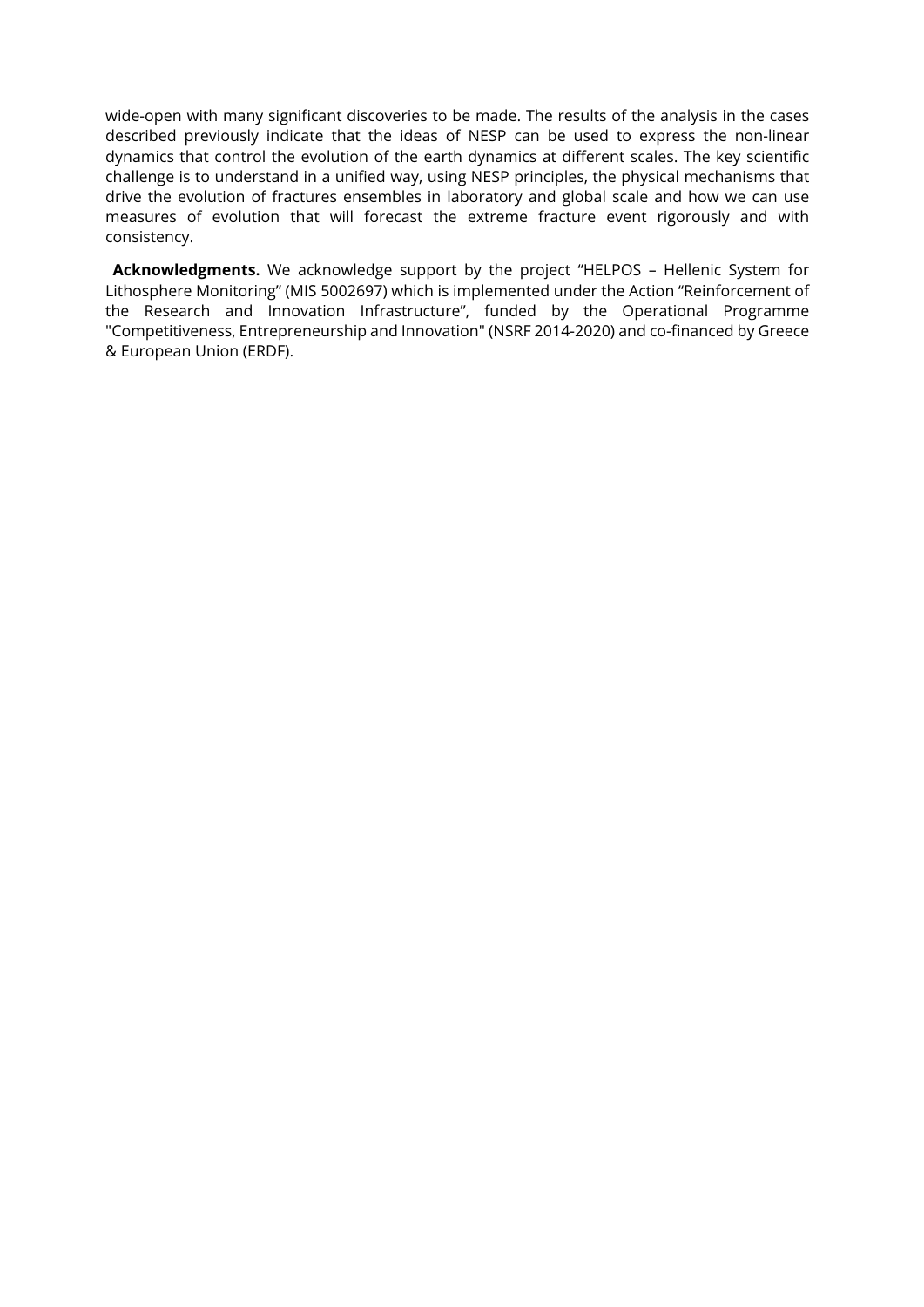wide-open with many significant discoveries to be made. The results of the analysis in the cases described previously indicate that the ideas of NESP can be used to express the non-linear dynamics that control the evolution of the earth dynamics at different scales. The key scientific challenge is to understand in a unified way, using NESP principles, the physical mechanisms that drive the evolution of fractures ensembles in laboratory and global scale and how we can use measures of evolution that will forecast the extreme fracture event rigorously and with consistency.

**Acknowledgments.** We acknowledge support by the project "HELPOS – Hellenic System for Lithosphere Monitoring" (MIS 5002697) which is implemented under the Action "Reinforcement of the Research and Innovation Infrastructure", funded by the Operational Programme "Competitiveness, Entrepreneurship and Innovation" (NSRF 2014-2020) and co-financed by Greece & European Union (ERDF).